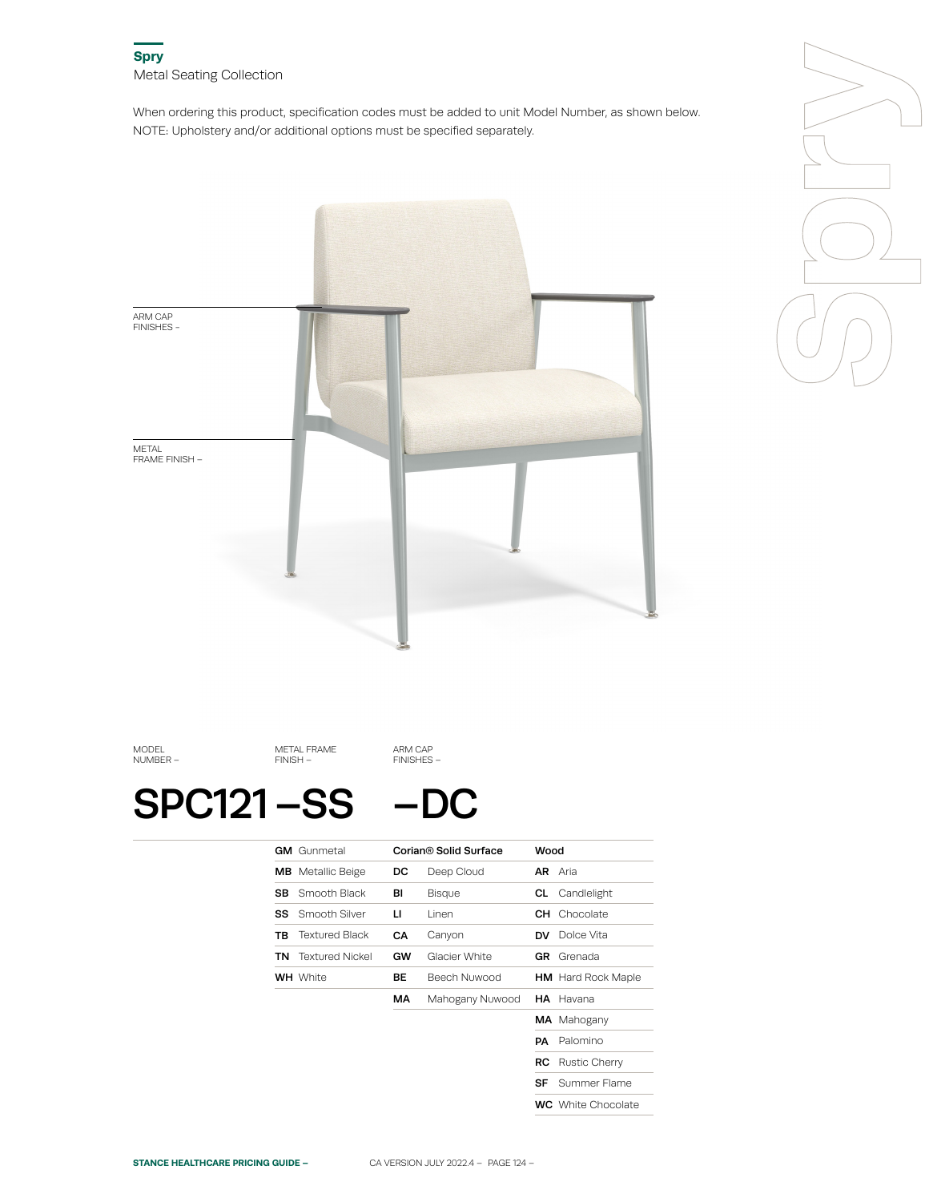## Spry

Metal Seating Collection

When ordering this product, specification codes must be added to unit Model Number, as shown below.
NOTE: Upholstery and/or additional options must be specified separately.

ARM CAP FINISHES –

METAL FRAME FINISH –

| MODEL NUMBER – | METAL FRAME FINISH – | ARM CAP FINISHES – |
|---|---|---|
| **SPC121** | **–SS** | **–DC** |

| Metal Frame Finish | Corian® Solid Surface | Wood |
|---|---|---|
| **GM** Gunmetal | **DC** Deep Cloud | **AR** Aria |
| **MB** Metallic Beige | **BI** Bisque | **CL** Candlelight |
| **SB** Smooth Black | **LI** Linen | **CH** Chocolate |
| **SS** Smooth Silver | **CA** Canyon | **DV** Dolce Vita |
| **TB** Textured Black | **GW** Glacier White | **GR** Grenada |
| **TN** Textured Nickel | **BE** Beech Nuwood | **HM** Hard Rock Maple |
| **WH** White | **MA** Mahogany Nuwood | **HA** Havana |
| | | **MA** Mahogany |
| | | **PA** Palomino |
| | | **RC** Rustic Cherry |
| | | **SF** Summer Flame |
| | | **WC** White Chocolate |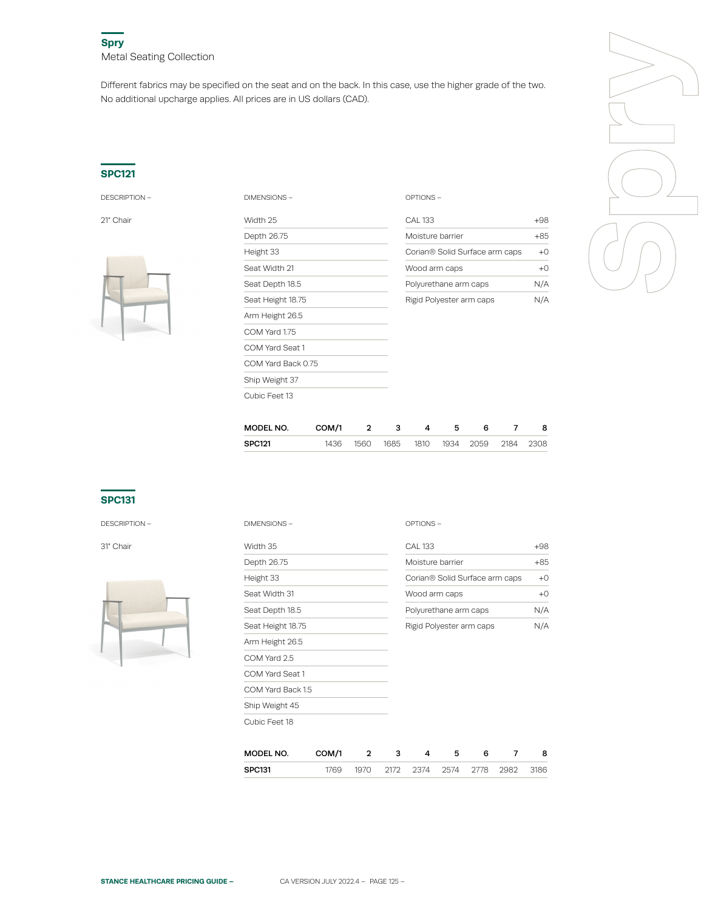## Spry

Metal Seating Collection

Different fabrics may be specified on the seat and on the back. In this case, use the higher grade of the two. No additional upcharge applies. All prices are in US dollars (CAD).

### SPC121

DESCRIPTION –

21" Chair

DIMENSIONS –

- Width 25
- Depth 26.75
- Height 33
- Seat Width 21
- Seat Depth 18.5
- Seat Height 18.75
- Arm Height 26.5
- COM Yard 1.75
- COM Yard Seat 1
- COM Yard Back 0.75
- Ship Weight 37
- Cubic Feet 13

OPTIONS –

| Option | Price |
|---|---|
| CAL 133 | +98 |
| Moisture barrier | +85 |
| Corian® Solid Surface arm caps | +0 |
| Wood arm caps | +0 |
| Polyurethane arm caps | N/A |
| Rigid Polyester arm caps | N/A |

| MODEL NO. | COM/1 | 2 | 3 | 4 | 5 | 6 | 7 | 8 |
|---|---|---|---|---|---|---|---|---|
| SPC121 | 1436 | 1560 | 1685 | 1810 | 1934 | 2059 | 2184 | 2308 |

### SPC131

DESCRIPTION –

31" Chair

DIMENSIONS –

- Width 35
- Depth 26.75
- Height 33
- Seat Width 31
- Seat Depth 18.5
- Seat Height 18.75
- Arm Height 26.5
- COM Yard 2.5
- COM Yard Seat 1
- COM Yard Back 1.5
- Ship Weight 45
- Cubic Feet 18

OPTIONS –

| Option | Price |
|---|---|
| CAL 133 | +98 |
| Moisture barrier | +85 |
| Corian® Solid Surface arm caps | +0 |
| Wood arm caps | +0 |
| Polyurethane arm caps | N/A |
| Rigid Polyester arm caps | N/A |

| MODEL NO. | COM/1 | 2 | 3 | 4 | 5 | 6 | 7 | 8 |
|---|---|---|---|---|---|---|---|---|
| SPC131 | 1769 | 1970 | 2172 | 2374 | 2574 | 2778 | 2982 | 3186 |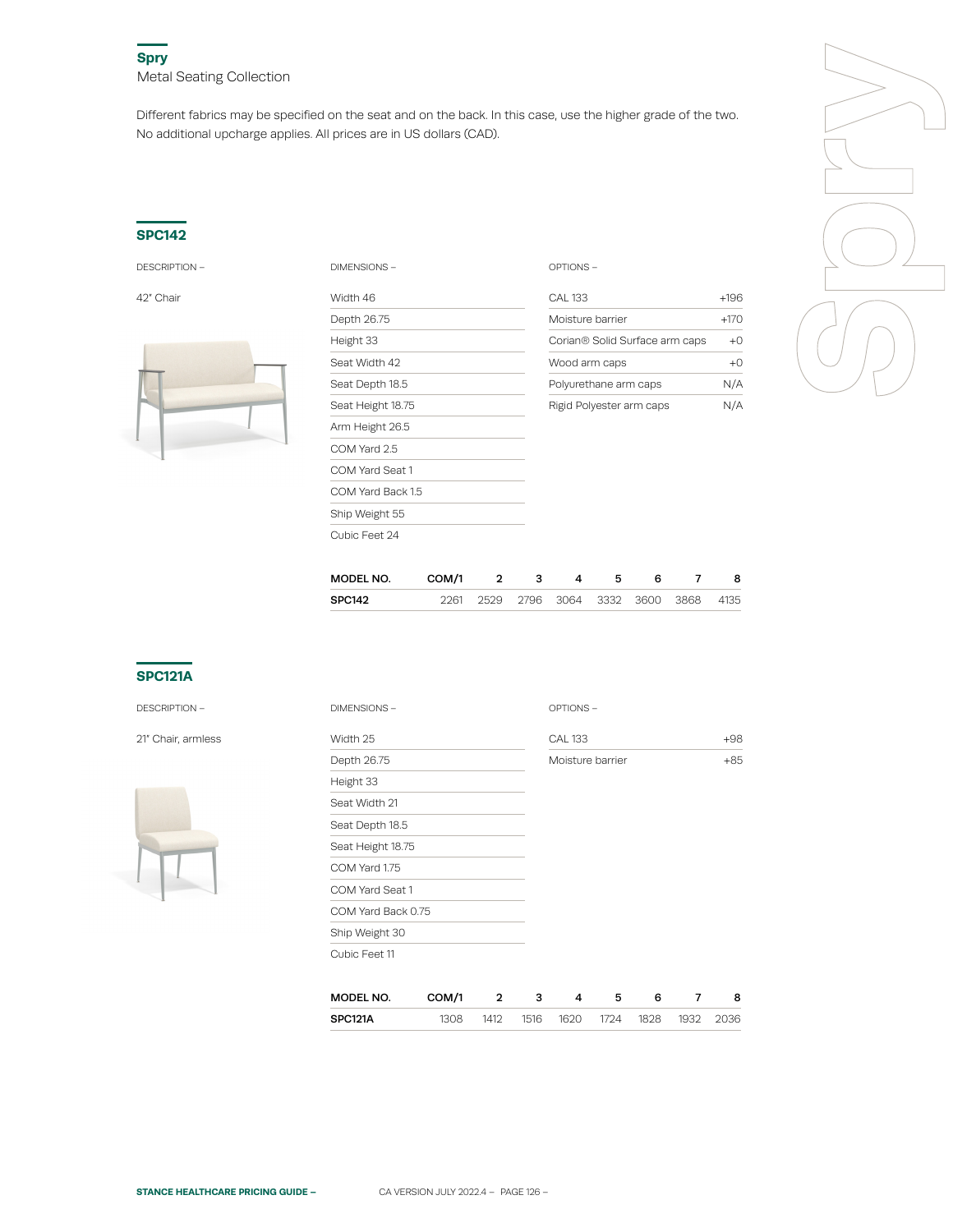## Spry

Metal Seating Collection

Different fabrics may be specified on the seat and on the back. In this case, use the higher grade of the two. No additional upcharge applies. All prices are in US dollars (CAD).

### SPC142

**DESCRIPTION –**

42" Chair

**DIMENSIONS –**

- Width 46
- Depth 26.75
- Height 33
- Seat Width 42
- Seat Depth 18.5
- Seat Height 18.75
- Arm Height 26.5
- COM Yard 2.5
- COM Yard Seat 1
- COM Yard Back 1.5
- Ship Weight 55
- Cubic Feet 24

**OPTIONS –**

| Option | Price |
|---|---|
| CAL 133 | +196 |
| Moisture barrier | +170 |
| Corian® Solid Surface arm caps | +0 |
| Wood arm caps | +0 |
| Polyurethane arm caps | N/A |
| Rigid Polyester arm caps | N/A |

| MODEL NO. | COM/1 | 2 | 3 | 4 | 5 | 6 | 7 | 8 |
|---|---|---|---|---|---|---|---|---|
| **SPC142** | 2261 | 2529 | 2796 | 3064 | 3332 | 3600 | 3868 | 4135 |

### SPC121A

**DESCRIPTION –**

21" Chair, armless

**DIMENSIONS –**

- Width 25
- Depth 26.75
- Height 33
- Seat Width 21
- Seat Depth 18.5
- Seat Height 18.75
- COM Yard 1.75
- COM Yard Seat 1
- COM Yard Back 0.75
- Ship Weight 30
- Cubic Feet 11

**OPTIONS –**

| Option | Price |
|---|---|
| CAL 133 | +98 |
| Moisture barrier | +85 |

| MODEL NO. | COM/1 | 2 | 3 | 4 | 5 | 6 | 7 | 8 |
|---|---|---|---|---|---|---|---|---|
| **SPC121A** | 1308 | 1412 | 1516 | 1620 | 1724 | 1828 | 1932 | 2036 |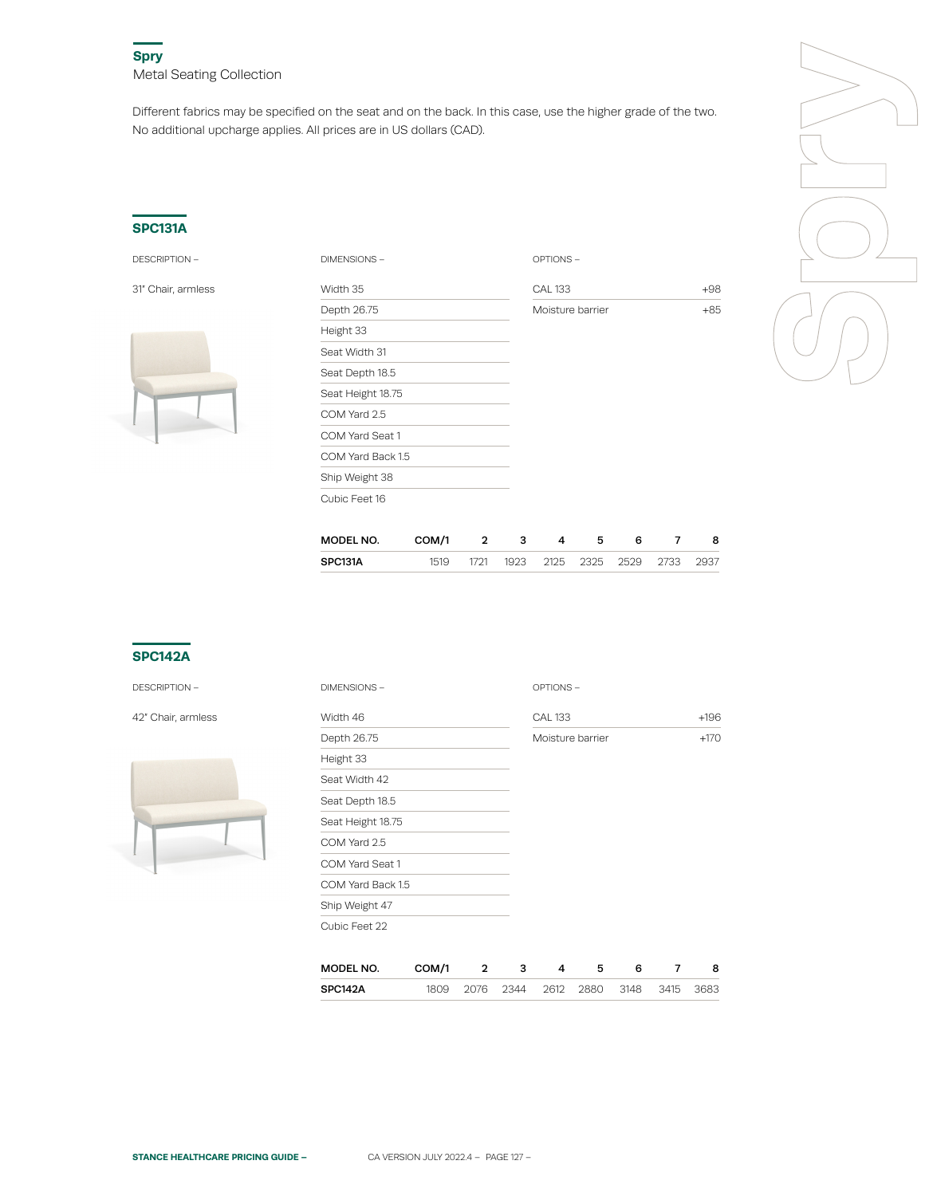## Spry

Metal Seating Collection

Different fabrics may be specified on the seat and on the back. In this case, use the higher grade of the two. No additional upcharge applies. All prices are in US dollars (CAD).

### SPC131A

DESCRIPTION –

31" Chair, armless

DIMENSIONS –

- Width 35
- Depth 26.75
- Height 33
- Seat Width 31
- Seat Depth 18.5
- Seat Height 18.75
- COM Yard 2.5
- COM Yard Seat 1
- COM Yard Back 1.5
- Ship Weight 38
- Cubic Feet 16

OPTIONS –

| Option | Price |
|---|---|
| CAL 133 | +98 |
| Moisture barrier | +85 |

| MODEL NO. | COM/1 | 2 | 3 | 4 | 5 | 6 | 7 | 8 |
|---|---|---|---|---|---|---|---|---|
| SPC131A | 1519 | 1721 | 1923 | 2125 | 2325 | 2529 | 2733 | 2937 |

### SPC142A

DESCRIPTION –

42" Chair, armless

DIMENSIONS –

- Width 46
- Depth 26.75
- Height 33
- Seat Width 42
- Seat Depth 18.5
- Seat Height 18.75
- COM Yard 2.5
- COM Yard Seat 1
- COM Yard Back 1.5
- Ship Weight 47
- Cubic Feet 22

OPTIONS –

| Option | Price |
|---|---|
| CAL 133 | +196 |
| Moisture barrier | +170 |

| MODEL NO. | COM/1 | 2 | 3 | 4 | 5 | 6 | 7 | 8 |
|---|---|---|---|---|---|---|---|---|
| SPC142A | 1809 | 2076 | 2344 | 2612 | 2880 | 3148 | 3415 | 3683 |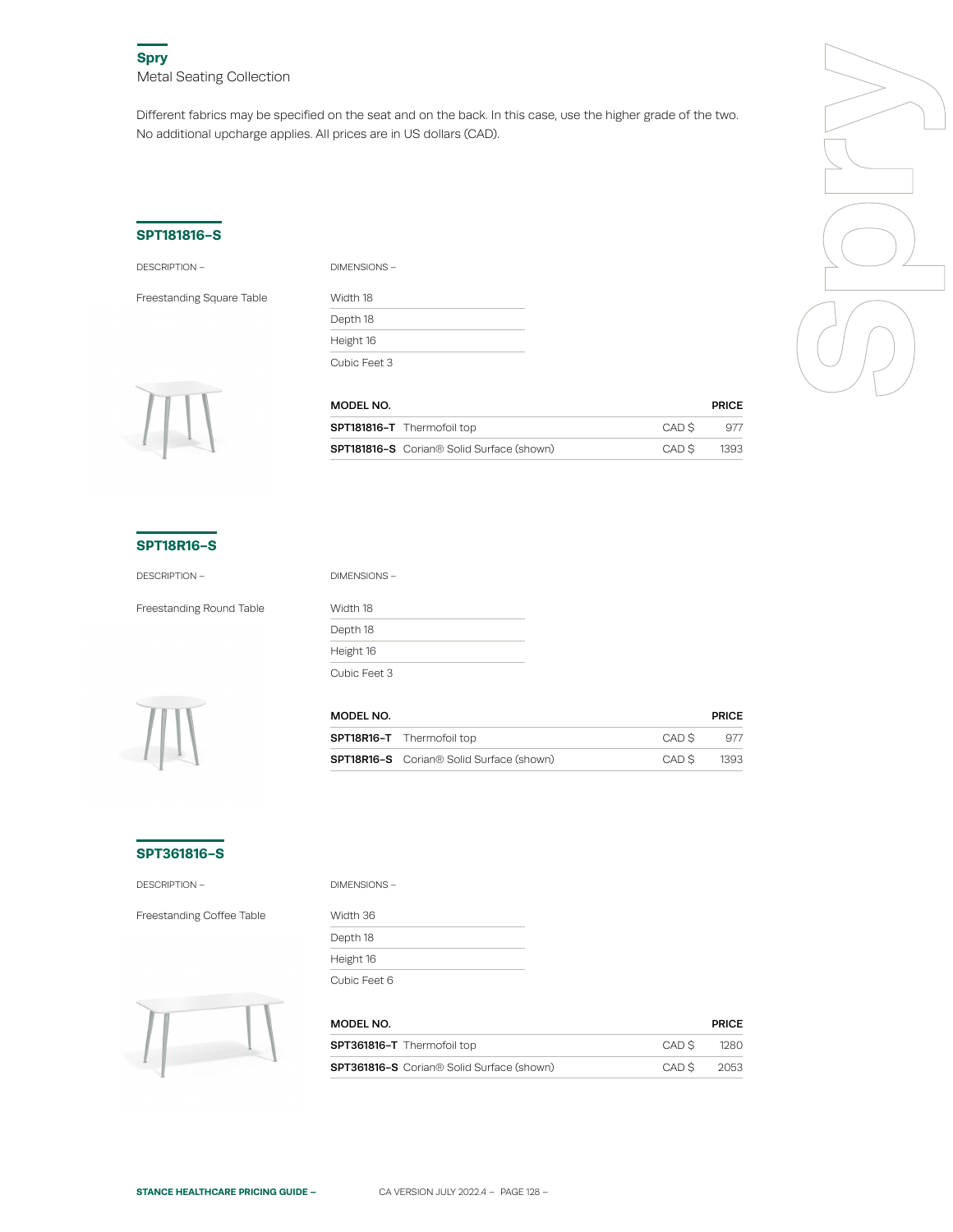## Spry

Metal Seating Collection

Different fabrics may be specified on the seat and on the back. In this case, use the higher grade of the two. No additional upcharge applies. All prices are in US dollars (CAD).

### SPT181816-S

DESCRIPTION –

Freestanding Square Table

DIMENSIONS –

Width 18
Depth 18
Height 16
Cubic Feet 3

| MODEL NO. | | | PRICE |
|---|---|---|---|
| **SPT181816-T** | Thermofoil top | CAD $ | 977 |
| **SPT181816-S** | Corian® Solid Surface (shown) | CAD $ | 1393 |

### SPT18R16-S

DESCRIPTION –

Freestanding Round Table

DIMENSIONS –

Width 18
Depth 18
Height 16
Cubic Feet 3

| MODEL NO. | | | PRICE |
|---|---|---|---|
| **SPT18R16-T** | Thermofoil top | CAD $ | 977 |
| **SPT18R16-S** | Corian® Solid Surface (shown) | CAD $ | 1393 |

### SPT361816-S

DESCRIPTION –

Freestanding Coffee Table

DIMENSIONS –

Width 36
Depth 18
Height 16
Cubic Feet 6

| MODEL NO. | | | PRICE |
|---|---|---|---|
| **SPT361816-T** | Thermofoil top | CAD $ | 1280 |
| **SPT361816-S** | Corian® Solid Surface (shown) | CAD $ | 2053 |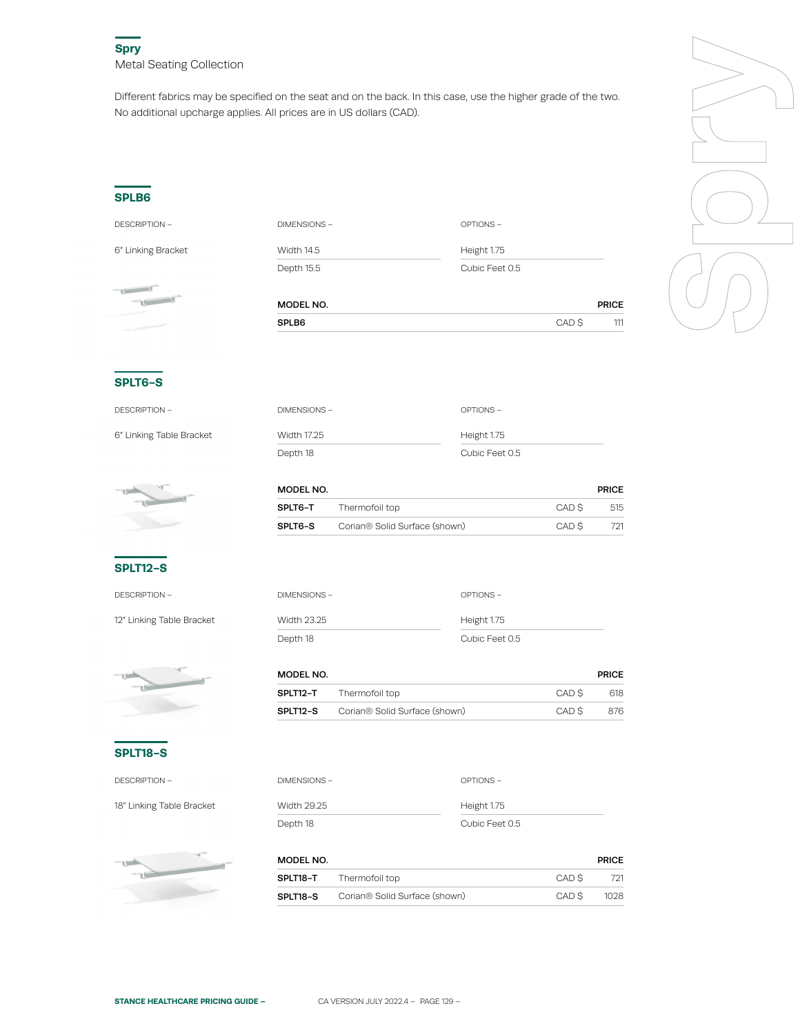## Spry

Metal Seating Collection

Different fabrics may be specified on the seat and on the back. In this case, use the higher grade of the two. No additional upcharge applies. All prices are in US dollars (CAD).

### SPLB6

DESCRIPTION –

6" Linking Bracket

DIMENSIONS –

Width 14.5

Depth 15.5

OPTIONS –

Height 1.75

Cubic Feet 0.5

| MODEL NO. | | | PRICE |
|---|---|---|---|
| SPLB6 | | CAD $ | 111 |

### SPLT6-S

DESCRIPTION –

6" Linking Table Bracket

DIMENSIONS –

Width 17.25

Depth 18

OPTIONS –

Height 1.75

Cubic Feet 0.5

| MODEL NO. | | | PRICE |
|---|---|---|---|
| SPLT6-T | Thermofoil top | CAD $ | 515 |
| SPLT6-S | Corian® Solid Surface (shown) | CAD $ | 721 |

### SPLT12-S

DESCRIPTION –

12" Linking Table Bracket

DIMENSIONS –

Width 23.25

Depth 18

OPTIONS –

Height 1.75

Cubic Feet 0.5

| MODEL NO. | | | PRICE |
|---|---|---|---|
| SPLT12-T | Thermofoil top | CAD $ | 618 |
| SPLT12-S | Corian® Solid Surface (shown) | CAD $ | 876 |

### SPLT18-S

DESCRIPTION –

18" Linking Table Bracket

DIMENSIONS –

Width 29.25

Depth 18

OPTIONS –

Height 1.75

Cubic Feet 0.5

| MODEL NO. | | | PRICE |
|---|---|---|---|
| SPLT18-T | Thermofoil top | CAD $ | 721 |
| SPLT18-S | Corian® Solid Surface (shown) | CAD $ | 1028 |